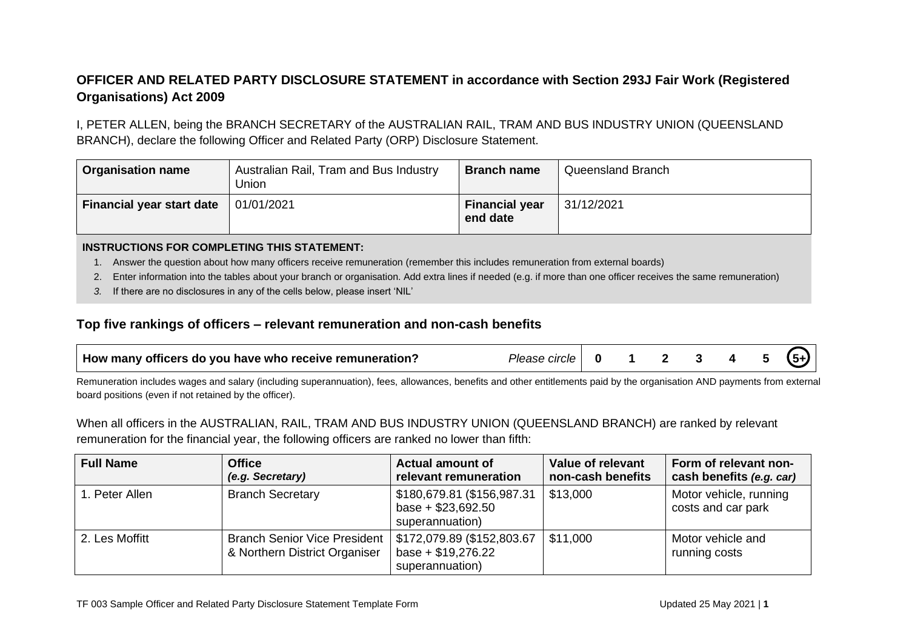## OFFICER AND RELATED PARTY DISCLOSURE STATEMENT in accordance with Section 293J Fair Work (Registered Organisations) Act 2009

I, PETER ALLEN, being the BRANCH SECRETARY of the AUSTRALIAN RAIL, TRAM AND BUS INDUSTRY UNION (QUEENSLAND BRANCH), declare the following Officer and Related Party (ORP) Disclosure Statement.

| **Organisation name** | Australian Rail, Tram and Bus Industry Union | **Branch name** | Queensland Branch |
|---|---|---|---|
| **Financial year start date** | 01/01/2021 | **Financial year end date** | 31/12/2021 |

**INSTRUCTIONS FOR COMPLETING THIS STATEMENT:**

1. Answer the question about how many officers receive remuneration (remember this includes remuneration from external boards)
2. Enter information into the tables about your branch or organisation. Add extra lines if needed (e.g. if more than one officer receives the same remuneration)
3. *If there are no disclosures in any of the cells below, please insert 'NIL'*

### Top five rankings of officers – relevant remuneration and non-cash benefits

| **How many officers do you have who receive remuneration?** | *Please circle* | 0 | 1 | 2 | 3 | 4 | 5 | (5+) circled |
|---|---|---|---|---|---|---|---|---|

Remuneration includes wages and salary (including superannuation), fees, allowances, benefits and other entitlements paid by the organisation AND payments from external board positions (even if not retained by the officer).

When all officers in the AUSTRALIAN, RAIL, TRAM AND BUS INDUSTRY UNION (QUEENSLAND BRANCH) are ranked by relevant remuneration for the financial year, the following officers are ranked no lower than fifth:

| **Full Name** | **Office** *(e.g. Secretary)* | **Actual amount of relevant remuneration** | **Value of relevant non-cash benefits** | **Form of relevant non-cash benefits** *(e.g. car)* |
|---|---|---|---|---|
| 1. Peter Allen | Branch Secretary | $180,679.81 ($156,987.31 base + $23,692.50 superannuation) | $13,000 | Motor vehicle, running costs and car park |
| 2. Les Moffitt | Branch Senior Vice President & Northern District Organiser | $172,079.89 ($152,803.67 base + $19,276.22 superannuation) | $11,000 | Motor vehicle and running costs |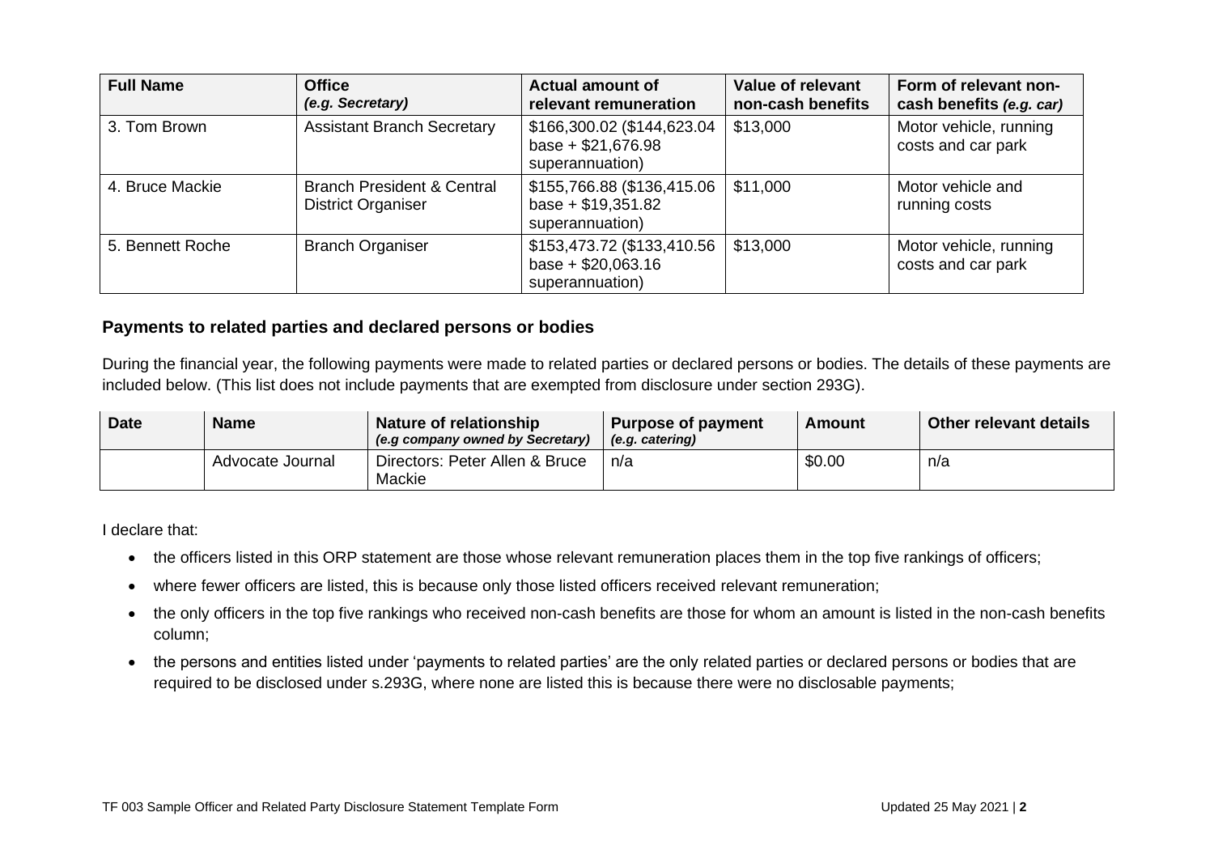| Full Name | Office *(e.g. Secretary)* | Actual amount of relevant remuneration | Value of relevant non-cash benefits | Form of relevant non-cash benefits *(e.g. car)* |
|---|---|---|---|---|
| 3. Tom Brown | Assistant Branch Secretary | $166,300.02 ($144,623.04 base + $21,676.98 superannuation) | $13,000 | Motor vehicle, running costs and car park |
| 4. Bruce Mackie | Branch President & Central District Organiser | $155,766.88 ($136,415.06 base + $19,351.82 superannuation) | $11,000 | Motor vehicle and running costs |
| 5. Bennett Roche | Branch Organiser | $153,473.72 ($133,410.56 base + $20,063.16 superannuation) | $13,000 | Motor vehicle, running costs and car park |

## Payments to related parties and declared persons or bodies

During the financial year, the following payments were made to related parties or declared persons or bodies. The details of these payments are included below. (This list does not include payments that are exempted from disclosure under section 293G).

| Date | Name | Nature of relationship *(e.g company owned by Secretary)* | Purpose of payment *(e.g. catering)* | Amount | Other relevant details |
|---|---|---|---|---|---|
| | Advocate Journal | Directors: Peter Allen & Bruce Mackie | n/a | $0.00 | n/a |

I declare that:

- the officers listed in this ORP statement are those whose relevant remuneration places them in the top five rankings of officers;
- where fewer officers are listed, this is because only those listed officers received relevant remuneration;
- the only officers in the top five rankings who received non-cash benefits are those for whom an amount is listed in the non-cash benefits column;
- the persons and entities listed under 'payments to related parties' are the only related parties or declared persons or bodies that are required to be disclosed under s.293G, where none are listed this is because there were no disclosable payments;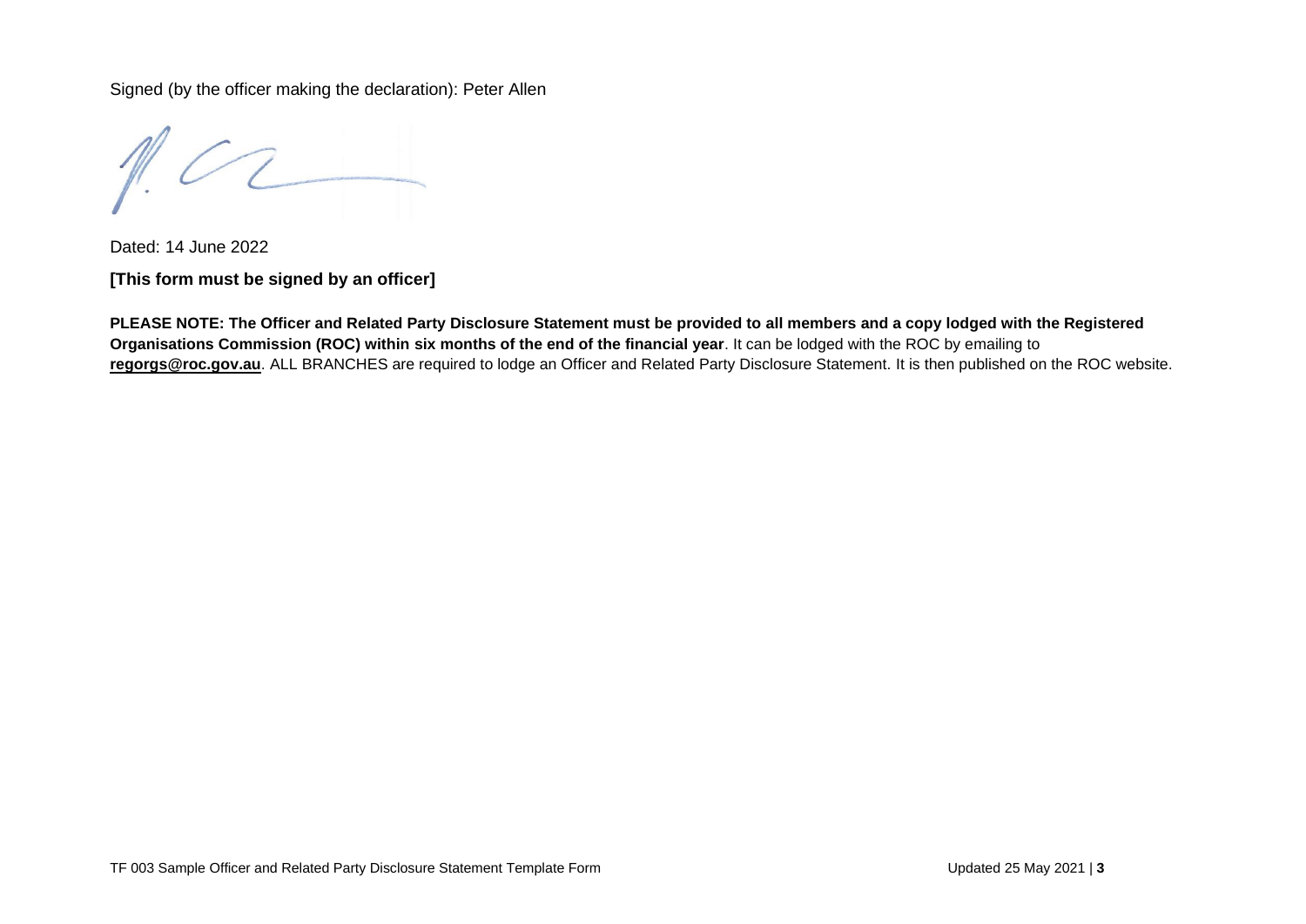Signed (by the officer making the declaration): Peter Allen

Dated: 14 June 2022

**[This form must be signed by an officer]**

**PLEASE NOTE: The Officer and Related Party Disclosure Statement must be provided to all members and a copy lodged with the Registered Organisations Commission (ROC) within six months of the end of the financial year**. It can be lodged with the ROC by emailing to **regorgs@roc.gov.au**. ALL BRANCHES are required to lodge an Officer and Related Party Disclosure Statement. It is then published on the ROC website.